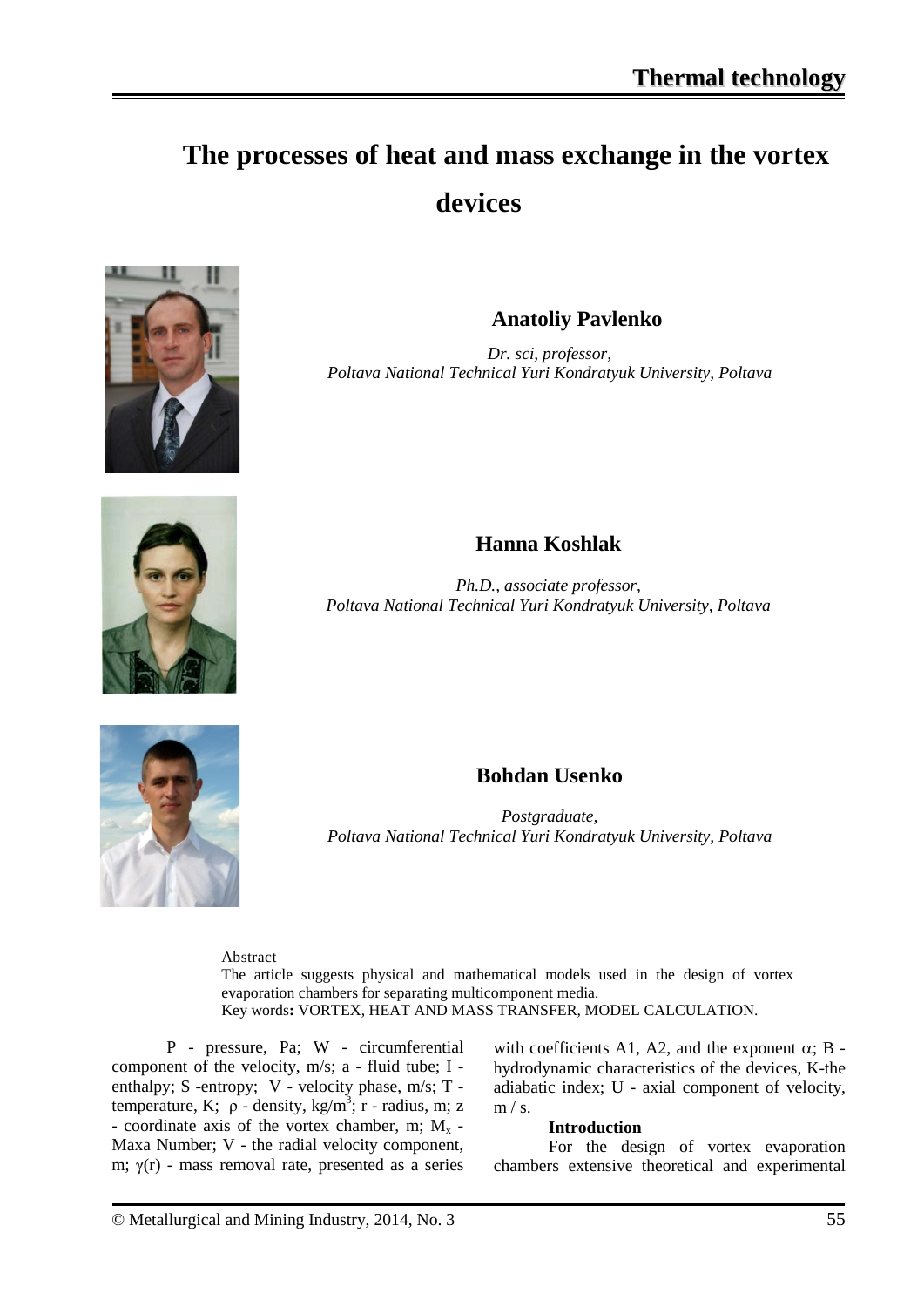# The processes of heat and mass exchange in the vortex devices

**Anatoliy Pavlenko**

*Dr. sci, professor,*
*Poltava National Technical Yuri Kondratyuk University, Poltava*

**Hanna Koshlak**

*Ph.D., associate professor,*
*Poltava National Technical Yuri Kondratyuk University, Poltava*

**Bohdan Usenko**

*Postgraduate,*
*Poltava National Technical Yuri Kondratyuk University, Poltava*

Abstract
The article suggests physical and mathematical models used in the design of vortex evaporation chambers for separating multicomponent media.
Key words**:** VORTEX, HEAT AND MASS TRANSFER, MODEL CALCULATION.

P - pressure, Pa; W - circumferential component of the velocity, m/s; a - fluid tube; I - enthalpy; S -entropy; V - velocity phase, m/s; T - temperature, K; $\rho$ - density, kg/m$^3$; r - radius, m; z - coordinate axis of the vortex chamber, m; $M_x$ - Maxa Number; V - the radial velocity component, m; $\gamma(r)$ - mass removal rate, presented as a series with coefficients A1, A2, and the exponent $\alpha$; B - hydrodynamic characteristics of the devices, K-the adiabatic index; U - axial component of velocity, m / s.

## Introduction

For the design of vortex evaporation chambers extensive theoretical and experimental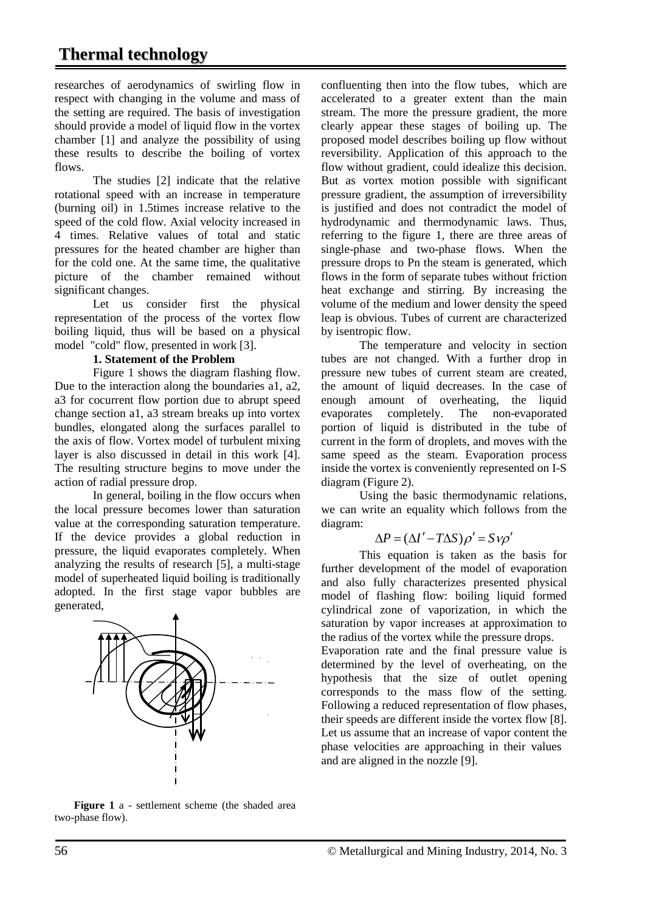researches of aerodynamics of swirling flow in respect with changing in the volume and mass of the setting are required. The basis of investigation should provide a model of liquid flow in the vortex chamber [1] and analyze the possibility of using these results to describe the boiling of vortex flows.

The studies [2] indicate that the relative rotational speed with an increase in temperature (burning oil) in 1.5times increase relative to the speed of the cold flow. Axial velocity increased in 4 times. Relative values of total and static pressures for the heated chamber are higher than for the cold one. At the same time, the qualitative picture of the chamber remained without significant changes.

Let us consider first the physical representation of the process of the vortex flow boiling liquid, thus will be based on a physical model "cold" flow, presented in work [3].

**1. Statement of the Problem**

Figure 1 shows the diagram flashing flow. Due to the interaction along the boundaries a1, a2, a3 for cocurrent flow portion due to abrupt speed change section a1, a3 stream breaks up into vortex bundles, elongated along the surfaces parallel to the axis of flow. Vortex model of turbulent mixing layer is also discussed in detail in this work [4]. The resulting structure begins to move under the action of radial pressure drop.

In general, boiling in the flow occurs when the local pressure becomes lower than saturation value at the corresponding saturation temperature. If the device provides a global reduction in pressure, the liquid evaporates completely. When analyzing the results of research [5], a multi-stage model of superheated liquid boiling is traditionally adopted. In the first stage vapor bubbles are generated,

**Figure 1** a - settlement scheme (the shaded area two-phase flow).

confluenting then into the flow tubes, which are accelerated to a greater extent than the main stream. The more the pressure gradient, the more clearly appear these stages of boiling up. The proposed model describes boiling up flow without reversibility. Application of this approach to the flow without gradient, could idealize this decision. But as vortex motion possible with significant pressure gradient, the assumption of irreversibility is justified and does not contradict the model of hydrodynamic and thermodynamic laws. Thus, referring to the figure 1, there are three areas of single-phase and two-phase flows. When the pressure drops to Pn the steam is generated, which flows in the form of separate tubes without friction heat exchange and stirring. By increasing the volume of the medium and lower density the speed leap is obvious. Tubes of current are characterized by isentropic flow.

The temperature and velocity in section tubes are not changed. With a further drop in pressure new tubes of current steam are created, the amount of liquid decreases. In the case of enough amount of overheating, the liquid evaporates completely. The non-evaporated portion of liquid is distributed in the tube of current in the form of droplets, and moves with the same speed as the steam. Evaporation process inside the vortex is conveniently represented on I-S diagram (Figure 2).

Using the basic thermodynamic relations, we can write an equality which follows from the diagram:

$$\Delta P = (\Delta I' - T\Delta S)\rho' = Sv\rho'$$

This equation is taken as the basis for further development of the model of evaporation and also fully characterizes presented physical model of flashing flow: boiling liquid formed cylindrical zone of vaporization, in which the saturation by vapor increases at approximation to the radius of the vortex while the pressure drops.

Evaporation rate and the final pressure value is determined by the level of overheating, on the hypothesis that the size of outlet opening corresponds to the mass flow of the setting. Following a reduced representation of flow phases, their speeds are different inside the vortex flow [8]. Let us assume that an increase of vapor content the phase velocities are approaching in their values and are aligned in the nozzle [9].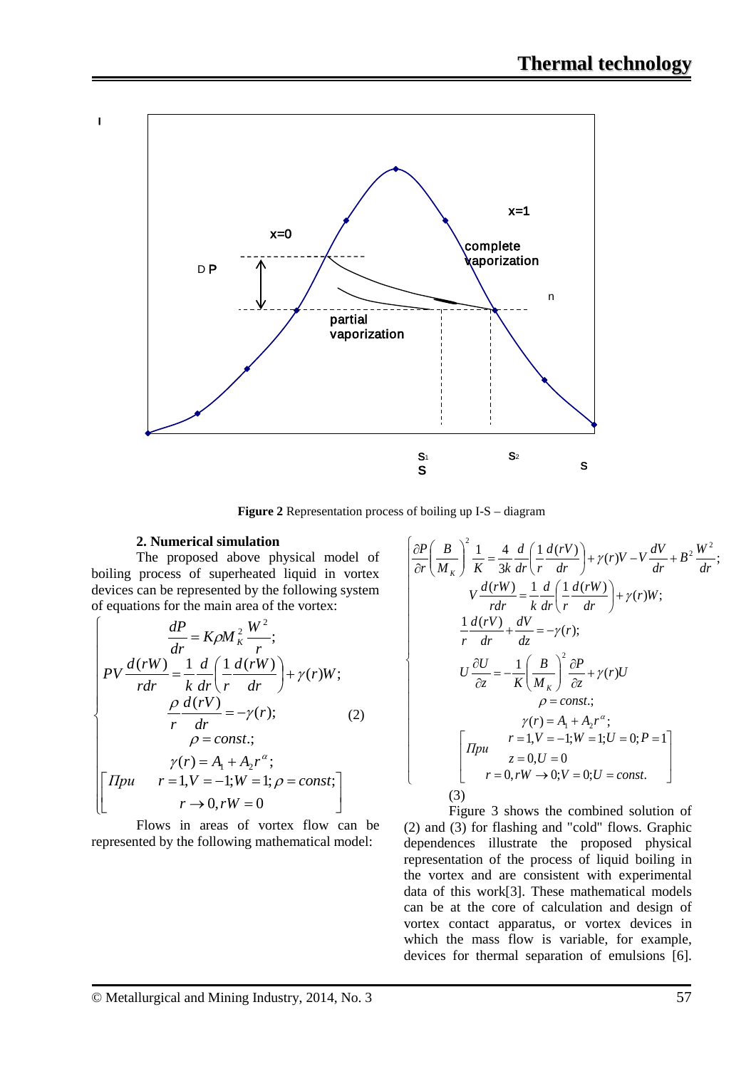**Figure 2** Representation process of boiling up I-S – diagram

## 2. Numerical simulation

The proposed above physical model of boiling process of superheated liquid in vortex devices can be represented by the following system of equations for the main area of the vortex:

$$
\begin{cases}
\dfrac{dP}{dr} = K\rho M_K^2 \dfrac{W^2}{r}; \\
PV\dfrac{d(rW)}{rdr} = \dfrac{1}{k}\dfrac{d}{dr}\left(\dfrac{1}{r}\dfrac{d(rW)}{dr}\right) + \gamma(r)W; \\
\dfrac{\rho}{r}\dfrac{d(rV)}{dr} = -\gamma(r); \\
\rho = const.; \\
\gamma(r) = A_1 + A_2 r^{\alpha}; \\
\left[\begin{array}{ll} Пpu & r = 1, V = -1; W = 1; \rho = const; \\ & r \to 0, rW = 0 \end{array}\right.
\end{cases}
\qquad (2)
$$

Flows in areas of vortex flow can be represented by the following mathematical model:

$$
\begin{cases}
\dfrac{\partial P}{\partial r}\left(\dfrac{B}{M_K}\right)^2 \dfrac{1}{K} = \dfrac{4}{3k}\dfrac{d}{dr}\left(\dfrac{1}{r}\dfrac{d(rV)}{dr}\right) + \gamma(r)V - V\dfrac{dV}{dr} + B^2\dfrac{W^2}{dr}; \\
V\dfrac{d(rW)}{rdr} = \dfrac{1}{k}\dfrac{d}{dr}\left(\dfrac{1}{r}\dfrac{d(rW)}{dr}\right) + \gamma(r)W; \\
\dfrac{1}{r}\dfrac{d(rV)}{dr} + \dfrac{dV}{dz} = -\gamma(r); \\
U\dfrac{\partial U}{\partial z} = -\dfrac{1}{K}\left(\dfrac{B}{M_K}\right)^2 \dfrac{\partial P}{\partial z} + \gamma(r)U \\
\rho = const.; \\
\gamma(r) = A_1 + A_2 r^{\alpha}; \\
\left[\begin{array}{ll} Пpu & r = 1, V = -1; W = 1; U = 0; P = 1 \\ & z = 0, U = 0 \\ & r = 0, rW \to 0; V = 0; U = const. \end{array}\right]
\end{cases}
$$

(3)

Figure 3 shows the combined solution of (2) and (3) for flashing and "cold" flows. Graphic dependences illustrate the proposed physical representation of the process of liquid boiling in the vortex and are consistent with experimental data of this work[3]. These mathematical models can be at the core of calculation and design of vortex contact apparatus, or vortex devices in which the mass flow is variable, for example, devices for thermal separation of emulsions [6].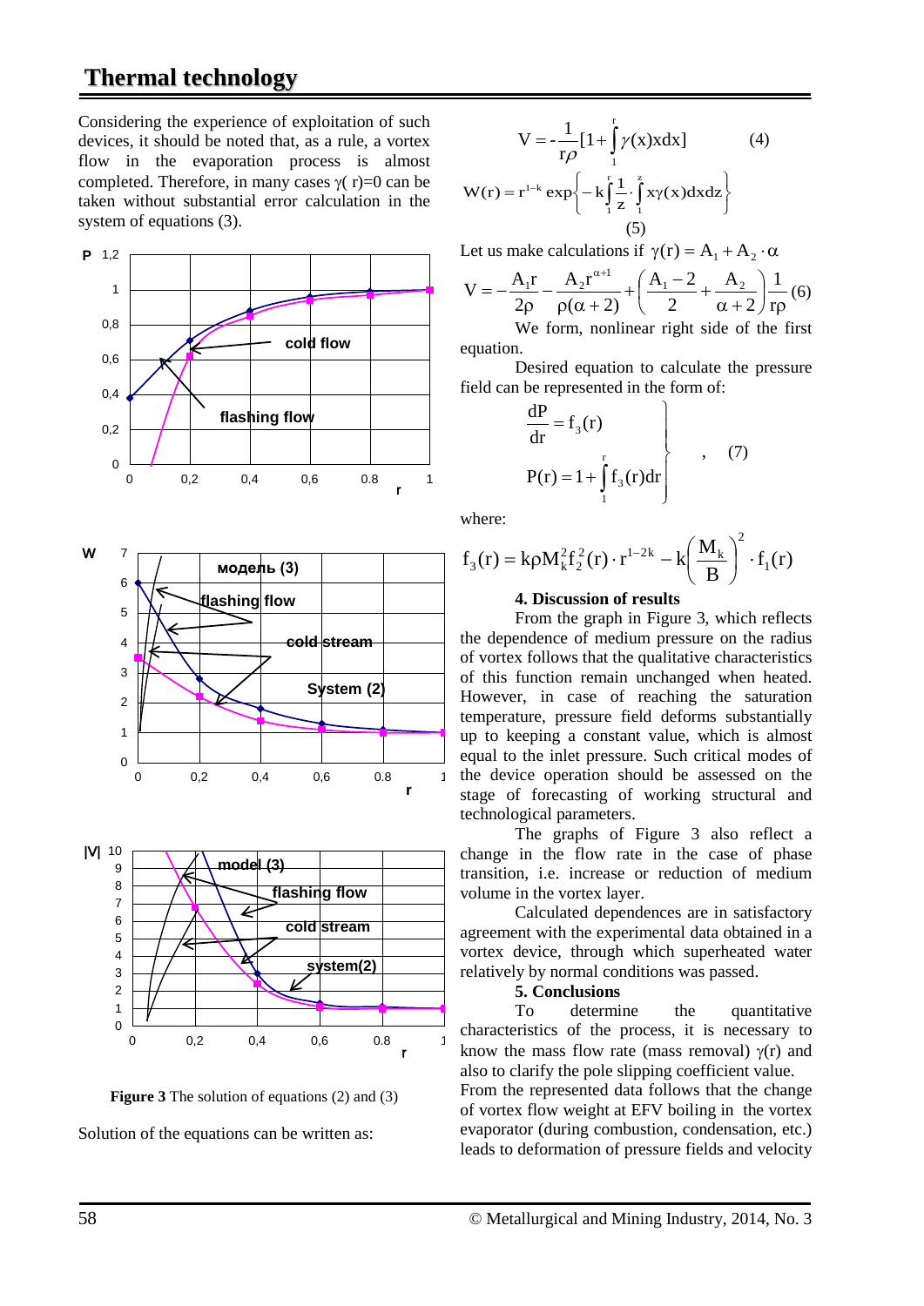Considering the experience of exploitation of such devices, it should be noted that, as a rule, a vortex flow in the evaporation process is almost completed. Therefore, in many cases $\gamma(r)=0$ can be taken without substantial error calculation in the system of equations (3).

**Figure 3** The solution of equations (2) and (3)

Solution of the equations can be written as:

$$V = -\frac{1}{r\rho}[1+\int_{1}^{r}\gamma(x)xdx] \qquad (4)$$

$$W(r) = r^{1-k}\exp\left\{-k\int_{1}^{r}\frac{1}{z}\cdot\int_{1}^{z}x\gamma(x)dxdz\right\} \qquad (5)$$

Let us make calculations if $\gamma(r) = A_1 + A_2 \cdot \alpha$

$$V = -\frac{A_1 r}{2\rho} - \frac{A_2 r^{\alpha+1}}{\rho(\alpha+2)} + \left(\frac{A_1-2}{2} + \frac{A_2}{\alpha+2}\right)\frac{1}{r\rho} \qquad (6)$$

We form, nonlinear right side of the first equation.

Desired equation to calculate the pressure field can be represented in the form of:

$$\left.\begin{aligned} \frac{dP}{dr} &= f_3(r) \\ P(r) &= 1+\int_{1}^{r} f_3(r)dr \end{aligned}\right\}, \qquad (7)$$

where:

$$f_3(r) = k\rho M_k^2 f_2^2(r)\cdot r^{1-2k} - k\left(\frac{M_k}{B}\right)^2 \cdot f_1(r)$$

### 4. Discussion of results

From the graph in Figure 3, which reflects the dependence of medium pressure on the radius of vortex follows that the qualitative characteristics of this function remain unchanged when heated. However, in case of reaching the saturation temperature, pressure field deforms substantially up to keeping a constant value, which is almost equal to the inlet pressure. Such critical modes of the device operation should be assessed on the stage of forecasting of working structural and technological parameters.

The graphs of Figure 3 also reflect a change in the flow rate in the case of phase transition, i.e. increase or reduction of medium volume in the vortex layer.

Calculated dependences are in satisfactory agreement with the experimental data obtained in a vortex device, through which superheated water relatively by normal conditions was passed.

### 5. Conclusions

To determine the quantitative characteristics of the process, it is necessary to know the mass flow rate (mass removal) $\gamma(r)$ and also to clarify the pole slipping coefficient value. From the represented data follows that the change of vortex flow weight at EFV boiling in the vortex evaporator (during combustion, condensation, etc.) leads to deformation of pressure fields and velocity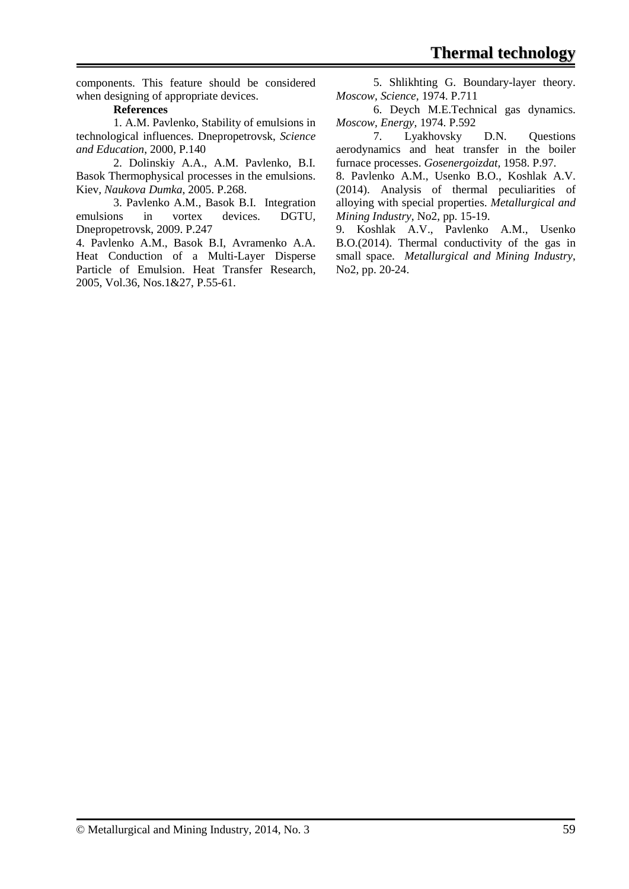components. This feature should be considered when designing of appropriate devices.

**References**

1. A.M. Pavlenko, Stability of emulsions in technological influences. Dnepropetrovsk, *Science and Education*, 2000, P.140

2. Dolinskiy A.A., A.M. Pavlenko, B.I. Basok Thermophysical processes in the emulsions. Kiev, *Naukova Dumka*, 2005. P.268.

3. Pavlenko A.M., Basok B.I. Integration emulsions in vortex devices. DGTU, Dnepropetrovsk, 2009. P.247

4. Pavlenko A.M., Basok B.I, Avramenko A.A. Heat Conduction of a Multi-Layer Disperse Particle of Emulsion. Heat Transfer Research, 2005, Vol.36, Nos.1&27, P.55-61.

5. Shlikhting G. Boundary-layer theory. *Moscow, Science*, 1974. P.711

6. Deych M.E.Technical gas dynamics. *Moscow, Energy*, 1974. P.592

7. Lyakhovsky D.N. Questions aerodynamics and heat transfer in the boiler furnace processes. *Gosenergoizdat*, 1958. P.97.

8. Pavlenko A.M., Usenko B.O., Koshlak A.V. (2014). Analysis of thermal peculiarities of alloying with special properties. *Metallurgical and Mining Industry*, No2, pp. 15-19.

9. Koshlak A.V., Pavlenko A.M., Usenko B.O.(2014). Thermal conductivity of the gas in small space. *Metallurgical and Mining Industry*, No2, pp. 20-24.